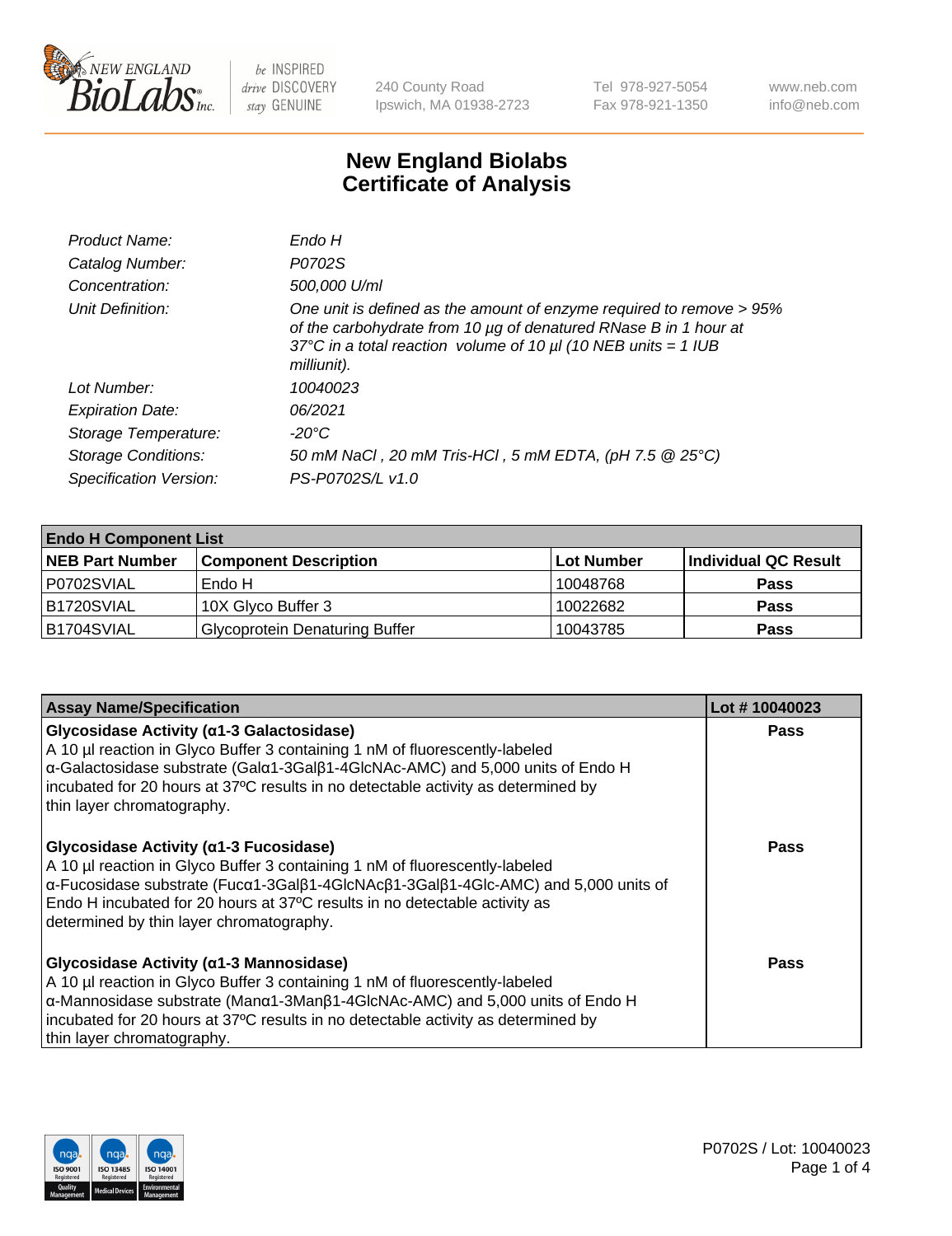NEW ENGLAND BioLabs Inc. — be INSPIRED drive DISCOVERY stay GENUINE

240 County Road
Ipswich, MA 01938-2723

Tel 978-927-5054
Fax 978-921-1350

www.neb.com
info@neb.com

# New England Biolabs
# Certificate of Analysis

| | |
|---|---|
| *Product Name:* | *Endo H* |
| *Catalog Number:* | *P0702S* |
| *Concentration:* | *500,000 U/ml* |
| *Unit Definition:* | *One unit is defined as the amount of enzyme required to remove > 95% of the carbohydrate from 10 µg of denatured RNase B in 1 hour at 37°C in a total reaction volume of 10 µl (10 NEB units = 1 IUB milliunit).* |
| *Lot Number:* | *10040023* |
| *Expiration Date:* | *06/2021* |
| *Storage Temperature:* | *-20°C* |
| *Storage Conditions:* | *50 mM NaCl , 20 mM Tris-HCl , 5 mM EDTA, (pH 7.5 @ 25°C)* |
| *Specification Version:* | *PS-P0702S/L v1.0* |

| **Endo H Component List** | | | |
|---|---|---|---|
| **NEB Part Number** | **Component Description** | **Lot Number** | **Individual QC Result** |
| P0702SVIAL | Endo H | 10048768 | **Pass** |
| B1720SVIAL | 10X Glyco Buffer 3 | 10022682 | **Pass** |
| B1704SVIAL | Glycoprotein Denaturing Buffer | 10043785 | **Pass** |

| **Assay Name/Specification** | **Lot # 10040023** |
|---|---|
| **Glycosidase Activity (α1-3 Galactosidase)**<br>A 10 µl reaction in Glyco Buffer 3 containing 1 nM of fluorescently-labeled α-Galactosidase substrate (Galα1-3Galβ1-4GlcNAc-AMC) and 5,000 units of Endo H incubated for 20 hours at 37ºC results in no detectable activity as determined by thin layer chromatography. | **Pass** |
| **Glycosidase Activity (α1-3 Fucosidase)**<br>A 10 µl reaction in Glyco Buffer 3 containing 1 nM of fluorescently-labeled α-Fucosidase substrate (Fucα1-3Galβ1-4GlcNAcβ1-3Galβ1-4Glc-AMC) and 5,000 units of Endo H incubated for 20 hours at 37ºC results in no detectable activity as determined by thin layer chromatography. | **Pass** |
| **Glycosidase Activity (α1-3 Mannosidase)**<br>A 10 µl reaction in Glyco Buffer 3 containing 1 nM of fluorescently-labeled α-Mannosidase substrate (Manα1-3Manβ1-4GlcNAc-AMC) and 5,000 units of Endo H incubated for 20 hours at 37ºC results in no detectable activity as determined by thin layer chromatography. | **Pass** |

P0702S / Lot: 10040023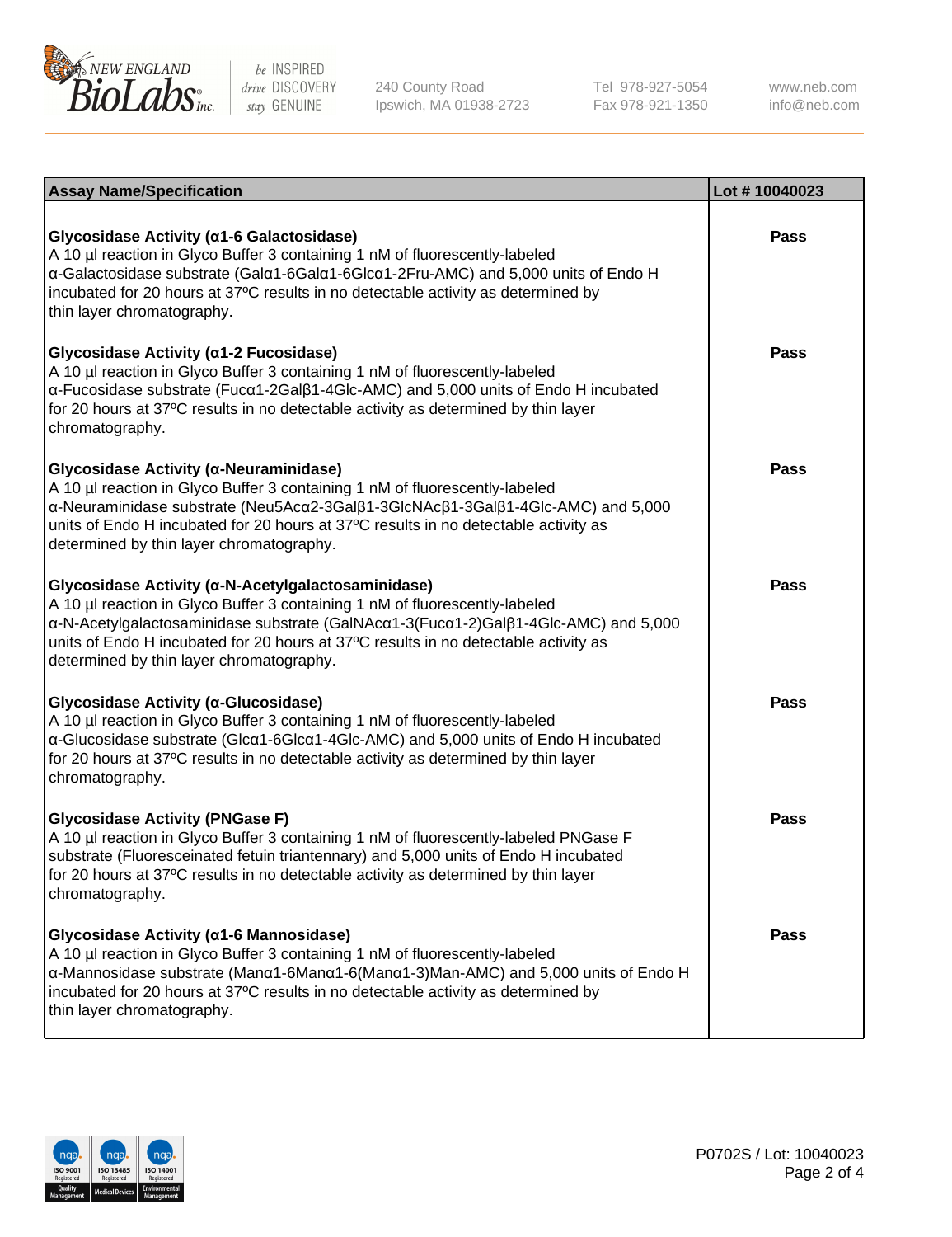| Assay Name/Specification | Lot # 10040023 |
| --- | --- |
| **Glycosidase Activity (α1-6 Galactosidase)**<br>A 10 µl reaction in Glyco Buffer 3 containing 1 nM of fluorescently-labeled α-Galactosidase substrate (Galα1-6Galα1-6Glcα1-2Fru-AMC) and 5,000 units of Endo H incubated for 20 hours at 37ºC results in no detectable activity as determined by thin layer chromatography. | Pass |
| **Glycosidase Activity (α1-2 Fucosidase)**<br>A 10 µl reaction in Glyco Buffer 3 containing 1 nM of fluorescently-labeled α-Fucosidase substrate (Fucα1-2Galβ1-4Glc-AMC) and 5,000 units of Endo H incubated for 20 hours at 37ºC results in no detectable activity as determined by thin layer chromatography. | Pass |
| **Glycosidase Activity (α-Neuraminidase)**<br>A 10 µl reaction in Glyco Buffer 3 containing 1 nM of fluorescently-labeled α-Neuraminidase substrate (Neu5Acα2-3Galβ1-3GlcNAcβ1-3Galβ1-4Glc-AMC) and 5,000 units of Endo H incubated for 20 hours at 37ºC results in no detectable activity as determined by thin layer chromatography. | Pass |
| **Glycosidase Activity (α-N-Acetylgalactosaminidase)**<br>A 10 µl reaction in Glyco Buffer 3 containing 1 nM of fluorescently-labeled α-N-Acetylgalactosaminidase substrate (GalNAcα1-3(Fucα1-2)Galβ1-4Glc-AMC) and 5,000 units of Endo H incubated for 20 hours at 37ºC results in no detectable activity as determined by thin layer chromatography. | Pass |
| **Glycosidase Activity (α-Glucosidase)**<br>A 10 µl reaction in Glyco Buffer 3 containing 1 nM of fluorescently-labeled α-Glucosidase substrate (Glcα1-6Glcα1-4Glc-AMC) and 5,000 units of Endo H incubated for 20 hours at 37ºC results in no detectable activity as determined by thin layer chromatography. | Pass |
| **Glycosidase Activity (PNGase F)**<br>A 10 µl reaction in Glyco Buffer 3 containing 1 nM of fluorescently-labeled PNGase F substrate (Fluoresceinated fetuin triantennary) and 5,000 units of Endo H incubated for 20 hours at 37ºC results in no detectable activity as determined by thin layer chromatography. | Pass |
| **Glycosidase Activity (α1-6 Mannosidase)**<br>A 10 µl reaction in Glyco Buffer 3 containing 1 nM of fluorescently-labeled α-Mannosidase substrate (Manα1-6Manα1-6(Manα1-3)Man-AMC) and 5,000 units of Endo H incubated for 20 hours at 37ºC results in no detectable activity as determined by thin layer chromatography. | Pass |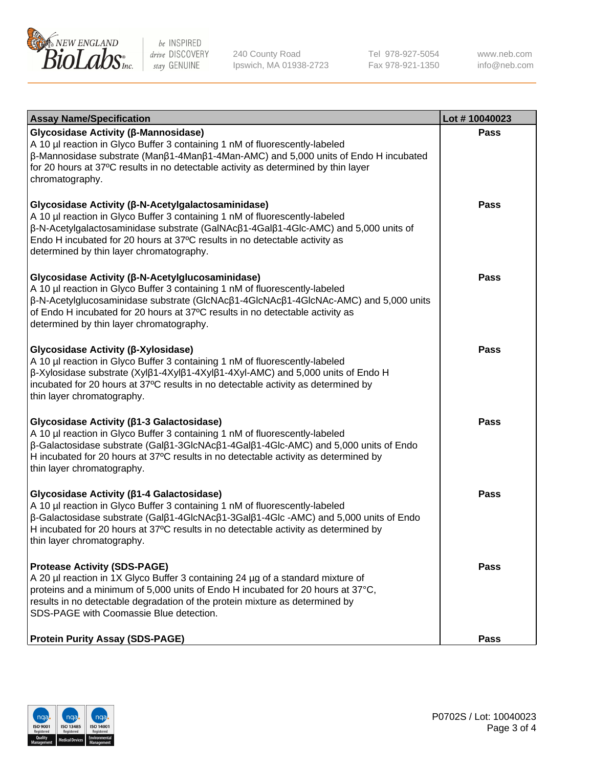| Assay Name/Specification | Lot # 10040023 |
|---|---|
| **Glycosidase Activity (β-Mannosidase)**<br>A 10 µl reaction in Glyco Buffer 3 containing 1 nM of fluorescently-labeled β-Mannosidase substrate (Manβ1-4Manβ1-4Man-AMC) and 5,000 units of Endo H incubated for 20 hours at 37ºC results in no detectable activity as determined by thin layer chromatography. | Pass |
| **Glycosidase Activity (β-N-Acetylgalactosaminidase)**<br>A 10 µl reaction in Glyco Buffer 3 containing 1 nM of fluorescently-labeled β-N-Acetylgalactosaminidase substrate (GalNAcβ1-4Galβ1-4Glc-AMC) and 5,000 units of Endo H incubated for 20 hours at 37ºC results in no detectable activity as determined by thin layer chromatography. | Pass |
| **Glycosidase Activity (β-N-Acetylglucosaminidase)**<br>A 10 µl reaction in Glyco Buffer 3 containing 1 nM of fluorescently-labeled β-N-Acetylglucosaminidase substrate (GlcNAcβ1-4GlcNAcβ1-4GlcNAc-AMC) and 5,000 units of Endo H incubated for 20 hours at 37ºC results in no detectable activity as determined by thin layer chromatography. | Pass |
| **Glycosidase Activity (β-Xylosidase)**<br>A 10 µl reaction in Glyco Buffer 3 containing 1 nM of fluorescently-labeled β-Xylosidase substrate (Xylβ1-4Xylβ1-4Xylβ1-4Xyl-AMC) and 5,000 units of Endo H incubated for 20 hours at 37ºC results in no detectable activity as determined by thin layer chromatography. | Pass |
| **Glycosidase Activity (β1-3 Galactosidase)**<br>A 10 µl reaction in Glyco Buffer 3 containing 1 nM of fluorescently-labeled β-Galactosidase substrate (Galβ1-3GlcNAcβ1-4Galβ1-4Glc-AMC) and 5,000 units of Endo H incubated for 20 hours at 37ºC results in no detectable activity as determined by thin layer chromatography. | Pass |
| **Glycosidase Activity (β1-4 Galactosidase)**<br>A 10 µl reaction in Glyco Buffer 3 containing 1 nM of fluorescently-labeled β-Galactosidase substrate (Galβ1-4GlcNAcβ1-3Galβ1-4Glc -AMC) and 5,000 units of Endo H incubated for 20 hours at 37ºC results in no detectable activity as determined by thin layer chromatography. | Pass |
| **Protease Activity (SDS-PAGE)**<br>A 20 µl reaction in 1X Glyco Buffer 3 containing 24 µg of a standard mixture of proteins and a minimum of 5,000 units of Endo H incubated for 20 hours at 37°C, results in no detectable degradation of the protein mixture as determined by SDS-PAGE with Coomassie Blue detection. | Pass |
| **Protein Purity Assay (SDS-PAGE)** | Pass |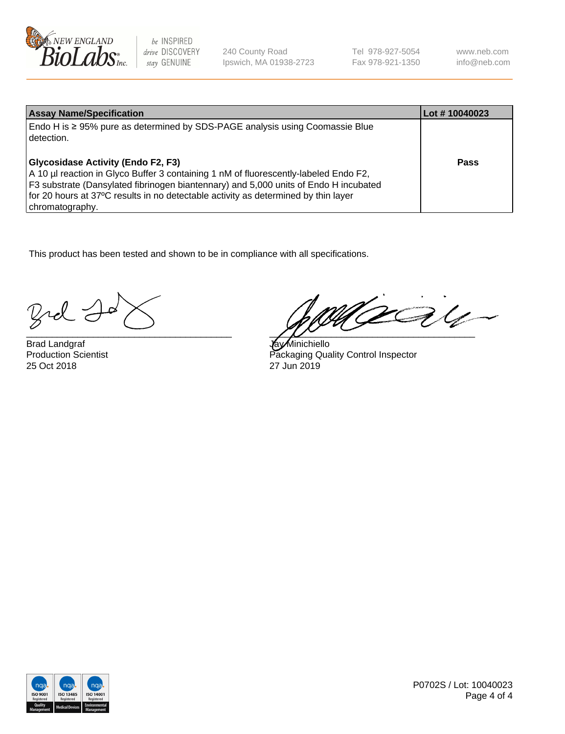| Assay Name/Specification | Lot # 10040023 |
|---|---|
| Endo H is ≥ 95% pure as determined by SDS-PAGE analysis using Coomassie Blue detection. | |
| **Glycosidase Activity (Endo F2, F3)**<br>A 10 µl reaction in Glyco Buffer 3 containing 1 nM of fluorescently-labeled Endo F2, F3 substrate (Dansylated fibrinogen biantennary) and 5,000 units of Endo H incubated for 20 hours at 37ºC results in no detectable activity as determined by thin layer chromatography. | **Pass** |

This product has been tested and shown to be in compliance with all specifications.

Brad Landgraf
Production Scientist
25 Oct 2018

Jay Minichiello
Packaging Quality Control Inspector
27 Jun 2019

P0702S / Lot: 10040023